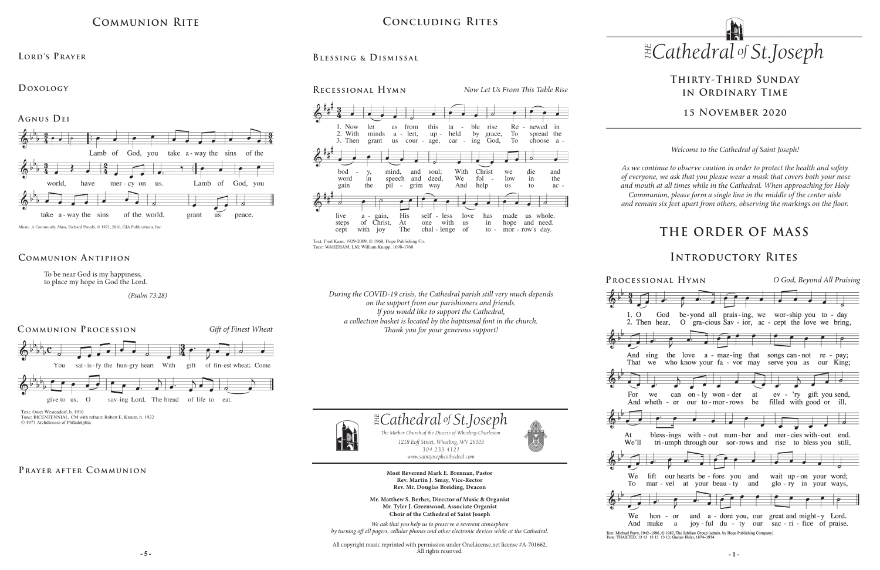# Communion Rite

## Lord's Prayer

## Doxology

## Agnus Dei

Lamb of God, you take a-way the sins of the world, have mer-cy on us. Lamb of God, you take a-way the sins of the world, grant us peace.

Music: *A Community Mass*, Richard Proulx, © 1971, 2010, GIA Publications, Inc.

## Communion Antiphon

To be near God is my happiness,
to place my hope in God the Lord.

*(Psalm 73:28)*

## Communion Procession

*Gift of Finest Wheat*

You sat-is-fy the hun-gry heart With gift of fin-est wheat; Come give to us, O sav-ing Lord, The bread of life to eat.

Text: Omer Westendorf, b. 1916
Tune: BICENTENNIAL, CM with refrain: Robert E. Kreutz, b. 1922
© 1977 Archdiocese of Philadelphia

## Prayer after Communion

# Concluding Rites

## Blessing & Dismissal

## Recessional Hymn

*Now Let Us From This Table Rise*

1. Now let us from this ta-ble rise Re-newed in bod-y, mind, and soul; With Christ we die and live a-gain, His self-less love has made us whole.
2. With minds a-lert, up-held by grace, To spread the word in speech and deed, We fol-low in the steps of Christ, At one with us in hope and need.
3. Then grant us cour-age, car-ing God, To choose a-gain the pil-grim way And help us to ac-cept with joy The chal-lenge of to-mor-row's day.

Text: Fred Kaan, 1929-2009, © 1968, Hope Publishing Co.
Tune: WAREHAM, LM; William Knapp, 1698-1768

*During the COVID-19 crisis, the Cathedral parish still very much depends on the support from our parishioners and friends. If you would like to support the Cathedral, a collection basket is located by the baptismal font in the church. Thank you for your generous support!*

*The* Cathedral *of* St. Joseph

*The Mother Church of the Diocese of Wheeling-Charleston*
*1218 Eoff Street, Wheeling, WV 26003*
*304.233.4121*
*www.saintjosephcathedral.com*

**Most Reverend Mark E. Brennan, Pastor**
**Rev. Martin J. Smay, Vice-Rector**
**Rev. Mr. Douglas Breiding, Deacon**

**Mr. Matthew S. Berher, Director of Music & Organist**
**Mr. Tyler J. Greenwood, Associate Organist**
**Choir of the Cathedral of Saint Joseph**

*We ask that you help us to preserve a reverent atmosphere by turning off all pagers, cellular phones and other electronic devices while at the Cathedral.*

All copyright music reprinted with permission under OneLicense.net license #A-701662. All rights reserved.

# *The* Cathedral *of* St. Joseph

## Thirty-Third Sunday in Ordinary Time

## 15 November 2020

*Welcome to the Cathedral of Saint Joseph!*

*As we continue to observe caution in order to protect the health and safety of everyone, we ask that you please wear a mask that covers both your nose and mouth at all times while in the Cathedral. When approaching for Holy Communion, please form a single line in the middle of the center aisle and remain six feet apart from others, observing the markings on the floor.*

# The Order of Mass

# Introductory Rites

## Processional Hymn

*O God, Beyond All Praising*

1. O God be-yond all prais-ing, we wor-ship you to-day And sing the love a-maz-ing that songs can-not re-pay; For we can on-ly won-der at ev-'ry gift you send, At bless-ings with-out num-ber and mer-cies with-out end. We lift our hearts be-fore you and wait up-on your word; We hon-or and a-dore you, our great and might-y Lord.
2. Then hear, O gra-cious Sav-ior, ac-cept the love we bring, That we who know your fa-vor may serve you as our King; And wheth-er our to-mor-rows be filled with good or ill, We'll tri-umph through our sor-rows and rise to bless you still, To mar-vel at your beau-ty and glo-ry in your ways, And make a joy-ful du-ty our sac-ri-fice of praise.

Text: Michael Perry, 1942–1996, © 1982, The Jubilate Group (admin. by Hope Publishing Company)
Tune: THAXTED, 13 13 13 13 13 13; Gustav Holst, 1874–1934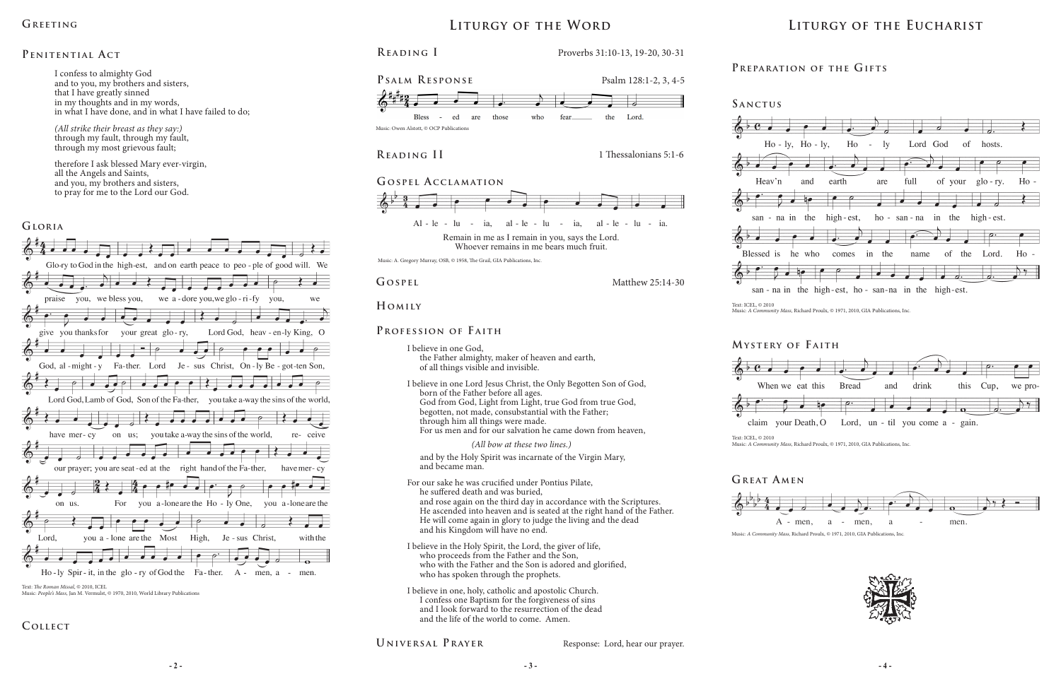## Greeting

## Penitential Act

I confess to almighty God
and to you, my brothers and sisters,
that I have greatly sinned
in my thoughts and in my words,
in what I have done, and in what I have failed to do;

*(All strike their breast as they say:)*
through my fault, through my fault,
through my most grievous fault;

therefore I ask blessed Mary ever-virgin,
all the Angels and Saints,
and you, my brothers and sisters,
to pray for me to the Lord our God.

## Gloria

Glo-ry to God in the high-est, and on earth peace to peo - ple of good will. We praise you, we bless you, we a - dore you, we glo - ri - fy you, we give you thanks for your great glo - ry, Lord God, heav - en - ly King, O God, al - might - y Fa - ther. Lord Je - sus Christ, On - ly Be - got - ten Son, Lord God, Lamb of God, Son of the Fa - ther, you take a - way the sins of the world, have mer - cy on us; you take a - way the sins of the world, re - ceive our prayer; you are seat - ed at the right hand of the Fa - ther, have mer - cy on us. For you a - lone are the Ho - ly One, you a - lone are the Lord, you a - lone are the Most High, Je - sus Christ, with the Ho - ly Spir - it, in the glo - ry of God the Fa - ther. A - men, a - men.

Text: *The Roman Missal*, © 2010, ICEL
Music: *People's Mass*, Jan M. Vermulst, © 1970, 2010, World Library Publications

## Collect

# Liturgy of the Word

## Reading I

Proverbs 31:10-13, 19-20, 30-31

## Psalm Response

Psalm 128:1-2, 3, 4-5

Bless - ed are those who fear the Lord.

Music: Owen Alstott, © OCP Publications

## Reading II

1 Thessalonians 5:1-6

## Gospel Acclamation

Al - le - lu - ia, al - le - lu - ia, al - le - lu - ia.

Remain in me as I remain in you, says the Lord.
Whoever remains in me bears much fruit.

Music: A. Gregory Murray, OSB, © 1958, The Grail, GIA Publications, Inc.

## Gospel

Matthew 25:14-30

## Homily

## Profession of Faith

I believe in one God,
the Father almighty, maker of heaven and earth,
of all things visible and invisible.

I believe in one Lord Jesus Christ, the Only Begotten Son of God,
born of the Father before all ages.
God from God, Light from Light, true God from true God,
begotten, not made, consubstantial with the Father;
through him all things were made.
For us men and for our salvation he came down from heaven,

*(All bow at these two lines.)*

and by the Holy Spirit was incarnate of the Virgin Mary,
and became man.

For our sake he was crucified under Pontius Pilate,
he suffered death and was buried,
and rose again on the third day in accordance with the Scriptures.
He ascended into heaven and is seated at the right hand of the Father.
He will come again in glory to judge the living and the dead
and his Kingdom will have no end.

I believe in the Holy Spirit, the Lord, the giver of life,
who proceeds from the Father and the Son,
who with the Father and the Son is adored and glorified,
who has spoken through the prophets.

I believe in one, holy, catholic and apostolic Church.
I confess one Baptism for the forgiveness of sins
and I look forward to the resurrection of the dead
and the life of the world to come. Amen.

## Universal Prayer

Response: Lord, hear our prayer.

# Liturgy of the Eucharist

## Preparation of the Gifts

## Sanctus

Ho - ly, Ho - ly, Ho - ly Lord God of hosts. Heav'n and earth are full of your glo - ry. Ho - san - na in the high - est, ho - san - na in the high - est. Blessed is he who comes in the name of the Lord. Ho - san - na in the high - est, ho - san - na in the high - est.

Text: ICEL, © 2010
Music: *A Community Mass*, Richard Proulx, © 1971, 2010, GIA Publications, Inc.

## Mystery of Faith

When we eat this Bread and drink this Cup, we pro - claim your Death, O Lord, un - til you come a - gain.

Text: ICEL, © 2010
Music: *A Community Mass*, Richard Proulx, © 1971, 2010, GIA Publications, Inc.

## Great Amen

A - men, a - men, a - men.

Music: *A Community Mass*, Richard Proulx, © 1971, 2010, GIA Publications, Inc.